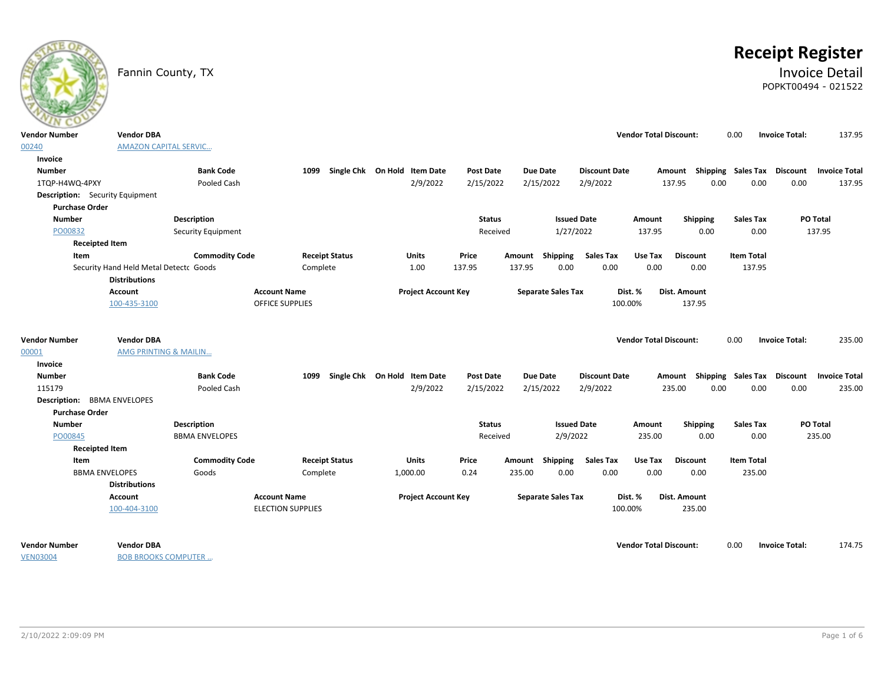# Receipt Register

Fannin County, TX

## Invoice Detail

POPKT00494 - 021522

| Vendor Number | Vendor DBA | Vendor Total Discount: | | Invoice Total: | |
|---|---|---|---|---|---|
| 00240 | AMAZON CAPITAL SERVIC... | | 0.00 | | 137.95 |

**Invoice**

| Number | Bank Code | 1099 | Single Chk | On Hold | Item Date | Post Date | Due Date | Discount Date | Amount | Shipping | Sales Tax | Discount | Invoice Total |
|---|---|---|---|---|---|---|---|---|---|---|---|---|---|
| 1TQP-H4WQ-4PXY | Pooled Cash | | | | 2/9/2022 | 2/15/2022 | 2/15/2022 | 2/9/2022 | 137.95 | 0.00 | 0.00 | 0.00 | 137.95 |

**Description:** Security Equipment

**Purchase Order**

| Number | Description | Status | Issued Date | Amount | Shipping | Sales Tax | PO Total |
|---|---|---|---|---|---|---|---|
| PO00832 | Security Equipment | Received | 1/27/2022 | 137.95 | 0.00 | 0.00 | 137.95 |

**Receipted Item**

| Item | Commodity Code | Receipt Status | Units | Price | Amount | Shipping | Sales Tax | Use Tax | Discount | Item Total |
|---|---|---|---|---|---|---|---|---|---|---|
| Security Hand Held Metal Detectc | Goods | Complete | 1.00 | 137.95 | 137.95 | 0.00 | 0.00 | 0.00 | 0.00 | 137.95 |

**Distributions**

| Account | Account Name | Project Account Key | Separate Sales Tax | Dist. % | Dist. Amount |
|---|---|---|---|---|---|
| 100-435-3100 | OFFICE SUPPLIES | | | 100.00% | 137.95 |

| Vendor Number | Vendor DBA | Vendor Total Discount: | | Invoice Total: | |
|---|---|---|---|---|---|
| 00001 | AMG PRINTING & MAILIN... | | 0.00 | | 235.00 |

**Invoice**

| Number | Bank Code | 1099 | Single Chk | On Hold | Item Date | Post Date | Due Date | Discount Date | Amount | Shipping | Sales Tax | Discount | Invoice Total |
|---|---|---|---|---|---|---|---|---|---|---|---|---|---|
| 115179 | Pooled Cash | | | | 2/9/2022 | 2/15/2022 | 2/15/2022 | 2/9/2022 | 235.00 | 0.00 | 0.00 | 0.00 | 235.00 |

**Description:** BBMA ENVELOPES

**Purchase Order**

| Number | Description | Status | Issued Date | Amount | Shipping | Sales Tax | PO Total |
|---|---|---|---|---|---|---|---|
| PO00845 | BBMA ENVELOPES | Received | 2/9/2022 | 235.00 | 0.00 | 0.00 | 235.00 |

**Receipted Item**

| Item | Commodity Code | Receipt Status | Units | Price | Amount | Shipping | Sales Tax | Use Tax | Discount | Item Total |
|---|---|---|---|---|---|---|---|---|---|---|
| BBMA ENVELOPES | Goods | Complete | 1,000.00 | 0.24 | 235.00 | 0.00 | 0.00 | 0.00 | 0.00 | 235.00 |

**Distributions**

| Account | Account Name | Project Account Key | Separate Sales Tax | Dist. % | Dist. Amount |
|---|---|---|---|---|---|
| 100-404-3100 | ELECTION SUPPLIES | | | 100.00% | 235.00 |

| Vendor Number | Vendor DBA | Vendor Total Discount: | | Invoice Total: | |
|---|---|---|---|---|---|
| VEN03004 | BOB BROOKS COMPUTER ... | | 0.00 | | 174.75 |

2/10/2022 2:09:09 PM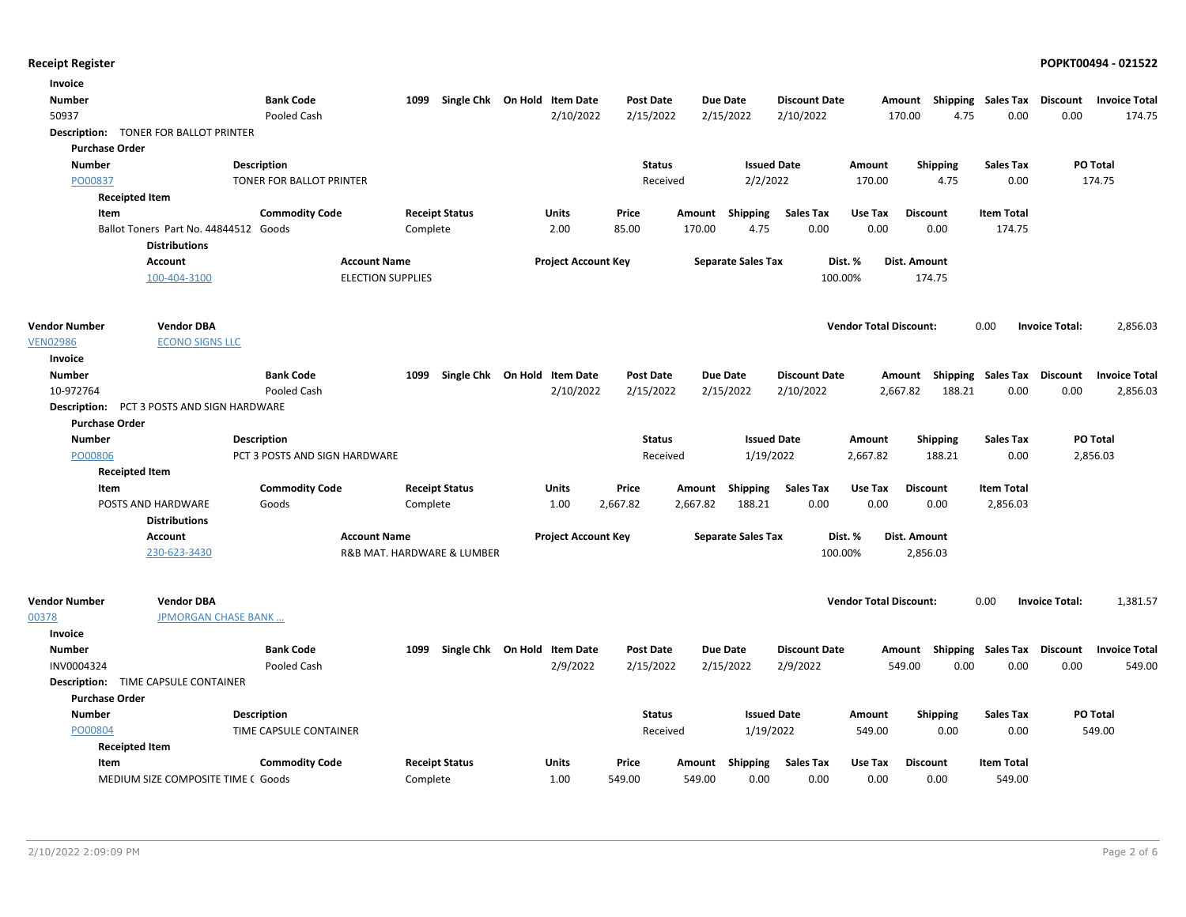**Receipt Register** **POPKT00494 - 021522**

**Invoice**

| Number | Bank Code | 1099 | Single Chk | On Hold | Item Date | Post Date | Due Date | Discount Date | Amount | Shipping | Sales Tax | Discount | Invoice Total |
|---|---|---|---|---|---|---|---|---|---|---|---|---|---|
| 50937 | Pooled Cash | | | | 2/10/2022 | 2/15/2022 | 2/15/2022 | 2/10/2022 | 170.00 | 4.75 | 0.00 | 0.00 | 174.75 |

**Description:** TONER FOR BALLOT PRINTER

**Purchase Order**

| Number | Description | Status | Issued Date | Amount | Shipping | Sales Tax | PO Total |
|---|---|---|---|---|---|---|---|
| PO00837 | TONER FOR BALLOT PRINTER | Received | 2/2/2022 | 170.00 | 4.75 | 0.00 | 174.75 |

**Receipted Item**

| Item | Commodity Code | Receipt Status | Units | Price | Amount | Shipping | Sales Tax | Use Tax | Discount | Item Total |
|---|---|---|---|---|---|---|---|---|---|---|
| Ballot Toners Part No. 44844512 | Goods | Complete | 2.00 | 85.00 | 170.00 | 4.75 | 0.00 | 0.00 | 0.00 | 174.75 |

**Distributions**

| Account | Account Name | Project Account Key | Separate Sales Tax | Dist. % | Dist. Amount |
|---|---|---|---|---|---|
| 100-404-3100 | ELECTION SUPPLIES | | | 100.00% | 174.75 |

| Vendor Number | Vendor DBA | Vendor Total Discount: | 0.00 | Invoice Total: | 2,856.03 |
|---|---|---|---|---|---|
| VEN02986 | ECONO SIGNS LLC | | | | |

**Invoice**

| Number | Bank Code | 1099 | Single Chk | On Hold | Item Date | Post Date | Due Date | Discount Date | Amount | Shipping | Sales Tax | Discount | Invoice Total |
|---|---|---|---|---|---|---|---|---|---|---|---|---|---|
| 10-972764 | Pooled Cash | | | | 2/10/2022 | 2/15/2022 | 2/15/2022 | 2/10/2022 | 2,667.82 | 188.21 | 0.00 | 0.00 | 2,856.03 |

**Description:** PCT 3 POSTS AND SIGN HARDWARE

**Purchase Order**

| Number | Description | Status | Issued Date | Amount | Shipping | Sales Tax | PO Total |
|---|---|---|---|---|---|---|---|
| PO00806 | PCT 3 POSTS AND SIGN HARDWARE | Received | 1/19/2022 | 2,667.82 | 188.21 | 0.00 | 2,856.03 |

**Receipted Item**

| Item | Commodity Code | Receipt Status | Units | Price | Amount | Shipping | Sales Tax | Use Tax | Discount | Item Total |
|---|---|---|---|---|---|---|---|---|---|---|
| POSTS AND HARDWARE | Goods | Complete | 1.00 | 2,667.82 | 2,667.82 | 188.21 | 0.00 | 0.00 | 0.00 | 2,856.03 |

**Distributions**

| Account | Account Name | Project Account Key | Separate Sales Tax | Dist. % | Dist. Amount |
|---|---|---|---|---|---|
| 230-623-3430 | R&B MAT. HARDWARE & LUMBER | | | 100.00% | 2,856.03 |

| Vendor Number | Vendor DBA | Vendor Total Discount: | 0.00 | Invoice Total: | 1,381.57 |
|---|---|---|---|---|---|
| 00378 | JPMORGAN CHASE BANK ... | | | | |

**Invoice**

| Number | Bank Code | 1099 | Single Chk | On Hold | Item Date | Post Date | Due Date | Discount Date | Amount | Shipping | Sales Tax | Discount | Invoice Total |
|---|---|---|---|---|---|---|---|---|---|---|---|---|---|
| INV0004324 | Pooled Cash | | | | 2/9/2022 | 2/15/2022 | 2/15/2022 | 2/9/2022 | 549.00 | 0.00 | 0.00 | 0.00 | 549.00 |

**Description:** TIME CAPSULE CONTAINER

**Purchase Order**

| Number | Description | Status | Issued Date | Amount | Shipping | Sales Tax | PO Total |
|---|---|---|---|---|---|---|---|
| PO00804 | TIME CAPSULE CONTAINER | Received | 1/19/2022 | 549.00 | 0.00 | 0.00 | 549.00 |

**Receipted Item**

| Item | Commodity Code | Receipt Status | Units | Price | Amount | Shipping | Sales Tax | Use Tax | Discount | Item Total |
|---|---|---|---|---|---|---|---|---|---|---|
| MEDIUM SIZE COMPOSITE TIME ( | Goods | Complete | 1.00 | 549.00 | 549.00 | 0.00 | 0.00 | 0.00 | 0.00 | 549.00 |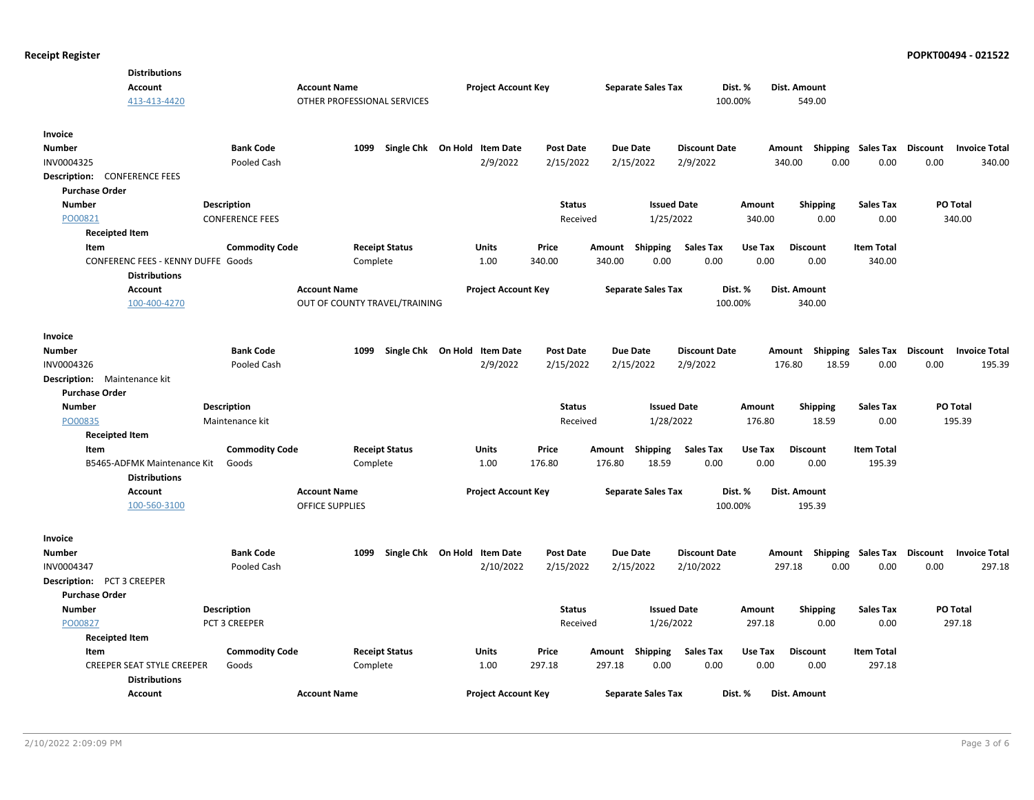**Distributions**

| Account | Account Name | Project Account Key | Separate Sales Tax | Dist. % | Dist. Amount |
|---|---|---|---|---|---|
| 413-413-4420 | OTHER PROFESSIONAL SERVICES | | | 100.00% | 549.00 |

**Invoice**

| Number | Bank Code | 1099 | Single Chk | On Hold | Item Date | Post Date | Due Date | Discount Date | Amount | Shipping | Sales Tax | Discount | Invoice Total |
|---|---|---|---|---|---|---|---|---|---|---|---|---|---|
| INV0004325 | Pooled Cash | | | | 2/9/2022 | 2/15/2022 | 2/15/2022 | 2/9/2022 | 340.00 | 0.00 | 0.00 | 0.00 | 340.00 |

**Description:** CONFERENCE FEES

**Purchase Order**

| Number | Description | Status | Issued Date | Amount | Shipping | Sales Tax | PO Total |
|---|---|---|---|---|---|---|---|
| PO00821 | CONFERENCE FEES | Received | 1/25/2022 | 340.00 | 0.00 | 0.00 | 340.00 |

**Receipted Item**

| Item | Commodity Code | Receipt Status | Units | Price | Amount | Shipping | Sales Tax | Use Tax | Discount | Item Total |
|---|---|---|---|---|---|---|---|---|---|---|
| CONFERENC FEES - KENNY DUFFE | Goods | Complete | 1.00 | 340.00 | 340.00 | 0.00 | 0.00 | 0.00 | 0.00 | 340.00 |

**Distributions**

| Account | Account Name | Project Account Key | Separate Sales Tax | Dist. % | Dist. Amount |
|---|---|---|---|---|---|
| 100-400-4270 | OUT OF COUNTY TRAVEL/TRAINING | | | 100.00% | 340.00 |

**Invoice**

| Number | Bank Code | 1099 | Single Chk | On Hold | Item Date | Post Date | Due Date | Discount Date | Amount | Shipping | Sales Tax | Discount | Invoice Total |
|---|---|---|---|---|---|---|---|---|---|---|---|---|---|
| INV0004326 | Pooled Cash | | | | 2/9/2022 | 2/15/2022 | 2/15/2022 | 2/9/2022 | 176.80 | 18.59 | 0.00 | 0.00 | 195.39 |

**Description:** Maintenance kit

**Purchase Order**

| Number | Description | Status | Issued Date | Amount | Shipping | Sales Tax | PO Total |
|---|---|---|---|---|---|---|---|
| PO00835 | Maintenance kit | Received | 1/28/2022 | 176.80 | 18.59 | 0.00 | 195.39 |

**Receipted Item**

| Item | Commodity Code | Receipt Status | Units | Price | Amount | Shipping | Sales Tax | Use Tax | Discount | Item Total |
|---|---|---|---|---|---|---|---|---|---|---|
| B5465-ADFMK Maintenance Kit | Goods | Complete | 1.00 | 176.80 | 176.80 | 18.59 | 0.00 | 0.00 | 0.00 | 195.39 |

**Distributions**

| Account | Account Name | Project Account Key | Separate Sales Tax | Dist. % | Dist. Amount |
|---|---|---|---|---|---|
| 100-560-3100 | OFFICE SUPPLIES | | | 100.00% | 195.39 |

**Invoice**

| Number | Bank Code | 1099 | Single Chk | On Hold | Item Date | Post Date | Due Date | Discount Date | Amount | Shipping | Sales Tax | Discount | Invoice Total |
|---|---|---|---|---|---|---|---|---|---|---|---|---|---|
| INV0004347 | Pooled Cash | | | | 2/10/2022 | 2/15/2022 | 2/15/2022 | 2/10/2022 | 297.18 | 0.00 | 0.00 | 0.00 | 297.18 |

**Description:** PCT 3 CREEPER

**Purchase Order**

| Number | Description | Status | Issued Date | Amount | Shipping | Sales Tax | PO Total |
|---|---|---|---|---|---|---|---|
| PO00827 | PCT 3 CREEPER | Received | 1/26/2022 | 297.18 | 0.00 | 0.00 | 297.18 |

**Receipted Item**

| Item | Commodity Code | Receipt Status | Units | Price | Amount | Shipping | Sales Tax | Use Tax | Discount | Item Total |
|---|---|---|---|---|---|---|---|---|---|---|
| CREEPER SEAT STYLE CREEPER | Goods | Complete | 1.00 | 297.18 | 297.18 | 0.00 | 0.00 | 0.00 | 0.00 | 297.18 |

**Distributions**

| Account | Account Name | Project Account Key | Separate Sales Tax | Dist. % | Dist. Amount |
|---|---|---|---|---|---|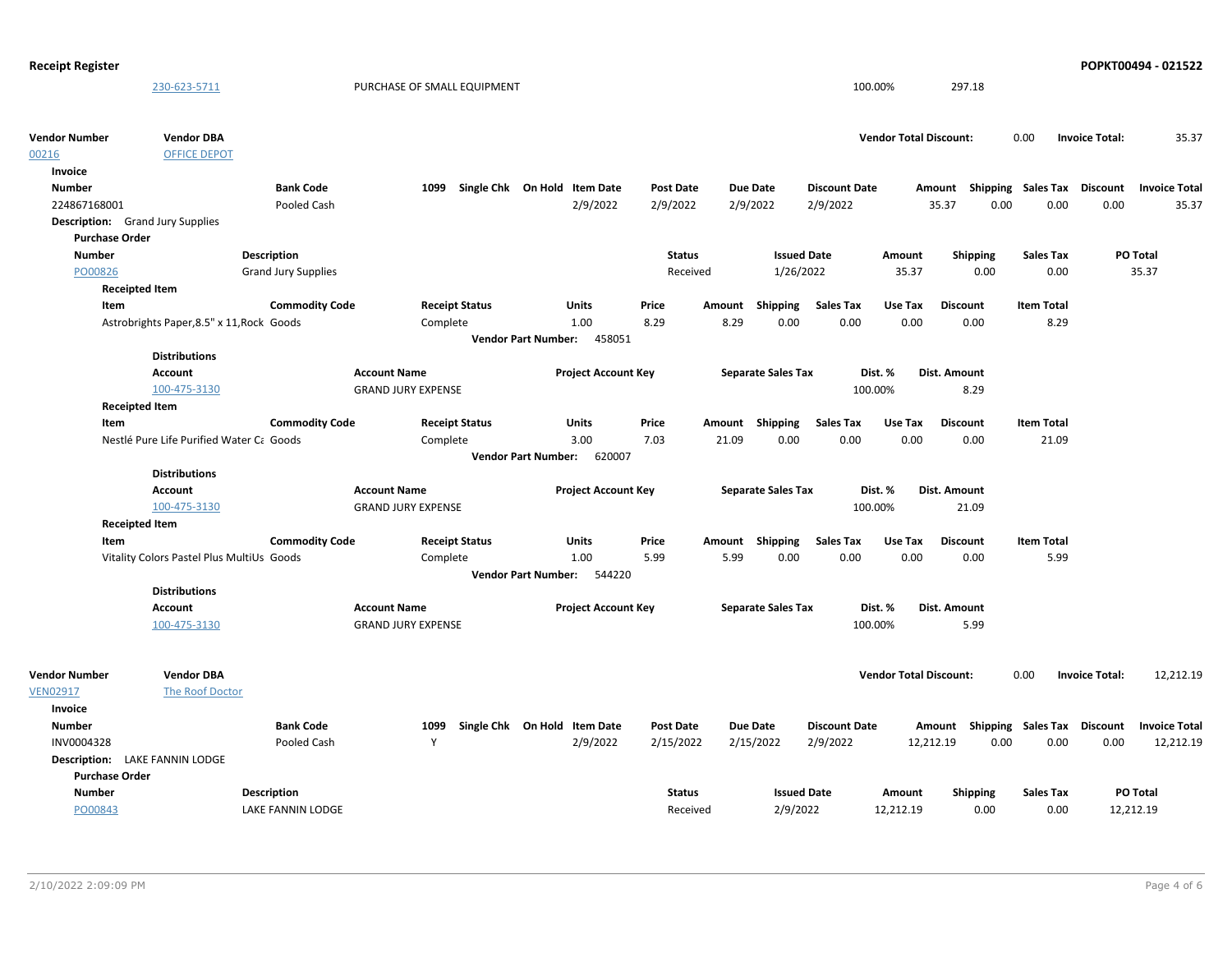**Receipt Register** — **POPKT00494 - 021522**

| Account | Account Name | Project Account Key | Separate Sales Tax | Dist. % | Dist. Amount |
|---|---|---|---|---|---|
| 230-623-5711 | PURCHASE OF SMALL EQUIPMENT | | | 100.00% | 297.18 |

| Vendor Number | Vendor DBA | Vendor Total Discount: | Invoice Total: |
|---|---|---|---|
| 00216 | OFFICE DEPOT | 0.00 | 35.37 |

**Invoice**

| Number | Bank Code | 1099 | Single Chk | On Hold | Item Date | Post Date | Due Date | Discount Date | Amount | Shipping | Sales Tax | Discount | Invoice Total |
|---|---|---|---|---|---|---|---|---|---|---|---|---|---|
| 224867168001 | Pooled Cash | | | | 2/9/2022 | 2/9/2022 | 2/9/2022 | 2/9/2022 | 35.37 | 0.00 | 0.00 | 0.00 | 35.37 |

**Description:** Grand Jury Supplies

**Purchase Order**

| Number | Description | Status | Issued Date | Amount | Shipping | Sales Tax | PO Total |
|---|---|---|---|---|---|---|---|
| PO00826 | Grand Jury Supplies | Received | 1/26/2022 | 35.37 | 0.00 | 0.00 | 35.37 |

**Receipted Item**

| Item | Commodity Code | Receipt Status | Units | Price | Amount | Shipping | Sales Tax | Use Tax | Discount | Item Total |
|---|---|---|---|---|---|---|---|---|---|---|
| Astrobrights Paper,8.5" x 11,Rock | Goods | Complete | 1.00 | 8.29 | 8.29 | 0.00 | 0.00 | 0.00 | 0.00 | 8.29 |

**Vendor Part Number:** 458051

**Distributions**

| Account | Account Name | Project Account Key | Separate Sales Tax | Dist. % | Dist. Amount |
|---|---|---|---|---|---|
| 100-475-3130 | GRAND JURY EXPENSE | | | 100.00% | 8.29 |

**Receipted Item**

| Item | Commodity Code | Receipt Status | Units | Price | Amount | Shipping | Sales Tax | Use Tax | Discount | Item Total |
|---|---|---|---|---|---|---|---|---|---|---|
| Nestlé Pure Life Purified Water Ca | Goods | Complete | 3.00 | 7.03 | 21.09 | 0.00 | 0.00 | 0.00 | 0.00 | 21.09 |

**Vendor Part Number:** 620007

**Distributions**

| Account | Account Name | Project Account Key | Separate Sales Tax | Dist. % | Dist. Amount |
|---|---|---|---|---|---|
| 100-475-3130 | GRAND JURY EXPENSE | | | 100.00% | 21.09 |

**Receipted Item**

| Item | Commodity Code | Receipt Status | Units | Price | Amount | Shipping | Sales Tax | Use Tax | Discount | Item Total |
|---|---|---|---|---|---|---|---|---|---|---|
| Vitality Colors Pastel Plus MultiUs | Goods | Complete | 1.00 | 5.99 | 5.99 | 0.00 | 0.00 | 0.00 | 0.00 | 5.99 |

**Vendor Part Number:** 544220

**Distributions**

| Account | Account Name | Project Account Key | Separate Sales Tax | Dist. % | Dist. Amount |
|---|---|---|---|---|---|
| 100-475-3130 | GRAND JURY EXPENSE | | | 100.00% | 5.99 |

| Vendor Number | Vendor DBA | Vendor Total Discount: | Invoice Total: |
|---|---|---|---|
| VEN02917 | The Roof Doctor | 0.00 | 12,212.19 |

**Invoice**

| Number | Bank Code | 1099 | Single Chk | On Hold | Item Date | Post Date | Due Date | Discount Date | Amount | Shipping | Sales Tax | Discount | Invoice Total |
|---|---|---|---|---|---|---|---|---|---|---|---|---|---|
| INV0004328 | Pooled Cash | Y | | | 2/9/2022 | 2/15/2022 | 2/15/2022 | 2/9/2022 | 12,212.19 | 0.00 | 0.00 | 0.00 | 12,212.19 |

**Description:** LAKE FANNIN LODGE

**Purchase Order**

| Number | Description | Status | Issued Date | Amount | Shipping | Sales Tax | PO Total |
|---|---|---|---|---|---|---|---|
| PO00843 | LAKE FANNIN LODGE | Received | 2/9/2022 | 12,212.19 | 0.00 | 0.00 | 12,212.19 |

2/10/2022 2:09:09 PM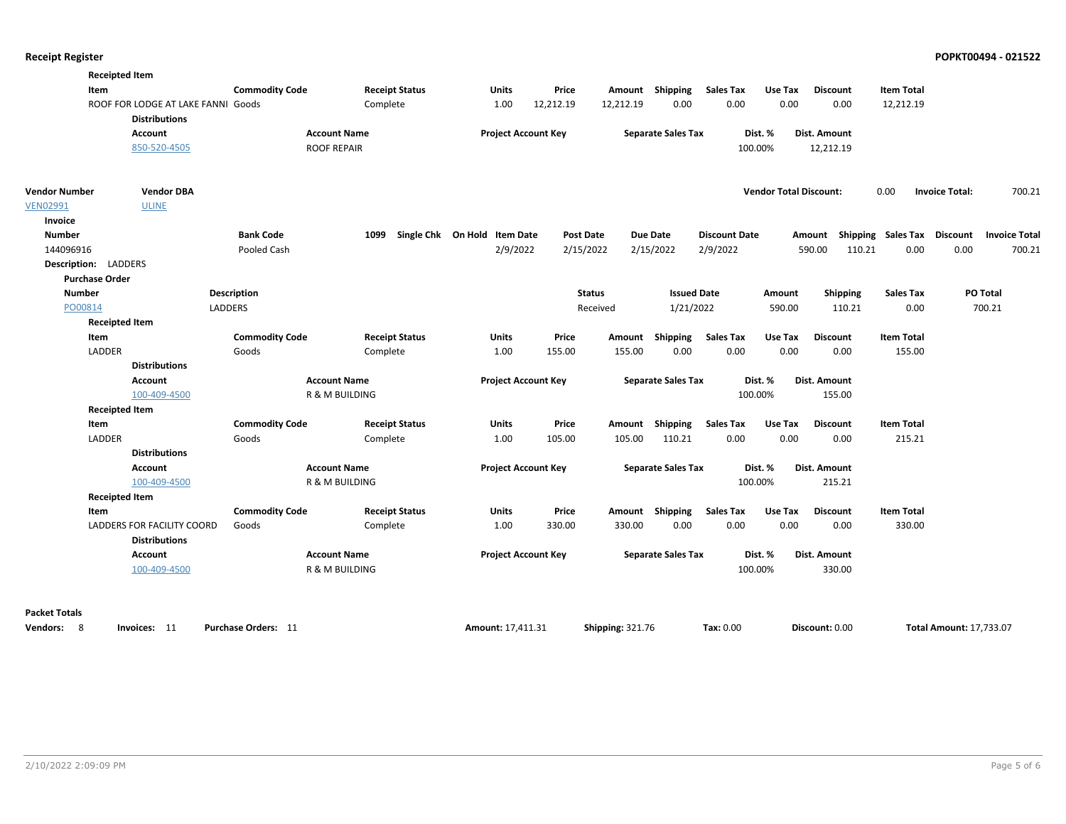**Receipted Item**

| Item | Commodity Code | Receipt Status | Units | Price | Amount | Shipping | Sales Tax | Use Tax | Discount | Item Total |
|---|---|---|---|---|---|---|---|---|---|---|
| ROOF FOR LODGE AT LAKE FANNI | Goods | Complete | 1.00 | 12,212.19 | 12,212.19 | 0.00 | 0.00 | 0.00 | 0.00 | 12,212.19 |

**Distributions**

| Account | Account Name | Project Account Key | Separate Sales Tax | Dist. % | Dist. Amount |
|---|---|---|---|---|---|
| 850-520-4505 | ROOF REPAIR | | | 100.00% | 12,212.19 |

| Vendor Number | Vendor DBA | Vendor Total Discount: | Invoice Total: |
|---|---|---|---|
| VEN02991 | ULINE | 0.00 | 700.21 |

**Invoice**

| Number | Bank Code | 1099 | Single Chk | On Hold | Item Date | Post Date | Due Date | Discount Date | Amount | Shipping | Sales Tax | Discount | Invoice Total |
|---|---|---|---|---|---|---|---|---|---|---|---|---|---|
| 144096916 | Pooled Cash | | | | 2/9/2022 | 2/15/2022 | 2/15/2022 | 2/9/2022 | 590.00 | 110.21 | 0.00 | 0.00 | 700.21 |

**Description:** LADDERS

**Purchase Order**

| Number | Description | Status | Issued Date | Amount | Shipping | Sales Tax | PO Total |
|---|---|---|---|---|---|---|---|
| PO00814 | LADDERS | Received | 1/21/2022 | 590.00 | 110.21 | 0.00 | 700.21 |

**Receipted Item**

| Item | Commodity Code | Receipt Status | Units | Price | Amount | Shipping | Sales Tax | Use Tax | Discount | Item Total |
|---|---|---|---|---|---|---|---|---|---|---|
| LADDER | Goods | Complete | 1.00 | 155.00 | 155.00 | 0.00 | 0.00 | 0.00 | 0.00 | 155.00 |

**Distributions**

| Account | Account Name | Project Account Key | Separate Sales Tax | Dist. % | Dist. Amount |
|---|---|---|---|---|---|
| 100-409-4500 | R & M BUILDING | | | 100.00% | 155.00 |

**Receipted Item**

| Item | Commodity Code | Receipt Status | Units | Price | Amount | Shipping | Sales Tax | Use Tax | Discount | Item Total |
|---|---|---|---|---|---|---|---|---|---|---|
| LADDER | Goods | Complete | 1.00 | 105.00 | 105.00 | 110.21 | 0.00 | 0.00 | 0.00 | 215.21 |

**Distributions**

| Account | Account Name | Project Account Key | Separate Sales Tax | Dist. % | Dist. Amount |
|---|---|---|---|---|---|
| 100-409-4500 | R & M BUILDING | | | 100.00% | 215.21 |

**Receipted Item**

| Item | Commodity Code | Receipt Status | Units | Price | Amount | Shipping | Sales Tax | Use Tax | Discount | Item Total |
|---|---|---|---|---|---|---|---|---|---|---|
| LADDERS FOR FACILITY COORD | Goods | Complete | 1.00 | 330.00 | 330.00 | 0.00 | 0.00 | 0.00 | 0.00 | 330.00 |

**Distributions**

| Account | Account Name | Project Account Key | Separate Sales Tax | Dist. % | Dist. Amount |
|---|---|---|---|---|---|
| 100-409-4500 | R & M BUILDING | | | 100.00% | 330.00 |

**Packet Totals**

**Vendors:** 8 **Invoices:** 11 **Purchase Orders:** 11 **Amount:** 17,411.31 **Shipping:** 321.76 **Tax:** 0.00 **Discount:** 0.00 **Total Amount:** 17,733.07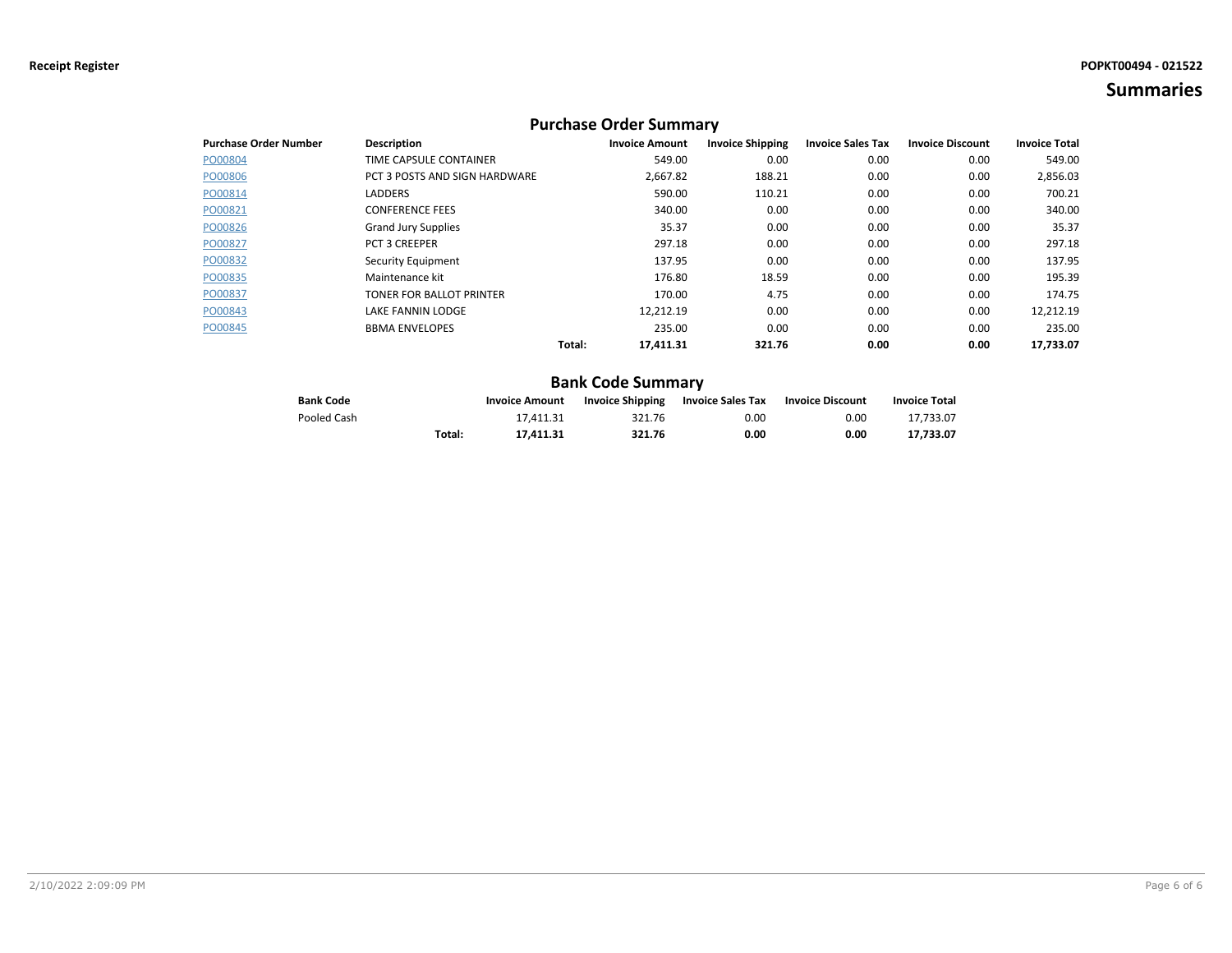**Receipt Register** **POPKT00494 - 021522**

# Summaries

## Purchase Order Summary

| Purchase Order Number | Description | Invoice Amount | Invoice Shipping | Invoice Sales Tax | Invoice Discount | Invoice Total |
|---|---|---|---|---|---|---|
| PO00804 | TIME CAPSULE CONTAINER | 549.00 | 0.00 | 0.00 | 0.00 | 549.00 |
| PO00806 | PCT 3 POSTS AND SIGN HARDWARE | 2,667.82 | 188.21 | 0.00 | 0.00 | 2,856.03 |
| PO00814 | LADDERS | 590.00 | 110.21 | 0.00 | 0.00 | 700.21 |
| PO00821 | CONFERENCE FEES | 340.00 | 0.00 | 0.00 | 0.00 | 340.00 |
| PO00826 | Grand Jury Supplies | 35.37 | 0.00 | 0.00 | 0.00 | 35.37 |
| PO00827 | PCT 3 CREEPER | 297.18 | 0.00 | 0.00 | 0.00 | 297.18 |
| PO00832 | Security Equipment | 137.95 | 0.00 | 0.00 | 0.00 | 137.95 |
| PO00835 | Maintenance kit | 176.80 | 18.59 | 0.00 | 0.00 | 195.39 |
| PO00837 | TONER FOR BALLOT PRINTER | 170.00 | 4.75 | 0.00 | 0.00 | 174.75 |
| PO00843 | LAKE FANNIN LODGE | 12,212.19 | 0.00 | 0.00 | 0.00 | 12,212.19 |
| PO00845 | BBMA ENVELOPES | 235.00 | 0.00 | 0.00 | 0.00 | 235.00 |
| | **Total:** | **17,411.31** | **321.76** | **0.00** | **0.00** | **17,733.07** |

## Bank Code Summary

| Bank Code | | Invoice Amount | Invoice Shipping | Invoice Sales Tax | Invoice Discount | Invoice Total |
|---|---|---|---|---|---|---|
| Pooled Cash | | 17,411.31 | 321.76 | 0.00 | 0.00 | 17,733.07 |
| | **Total:** | **17,411.31** | **321.76** | **0.00** | **0.00** | **17,733.07** |

2/10/2022 2:09:09 PM